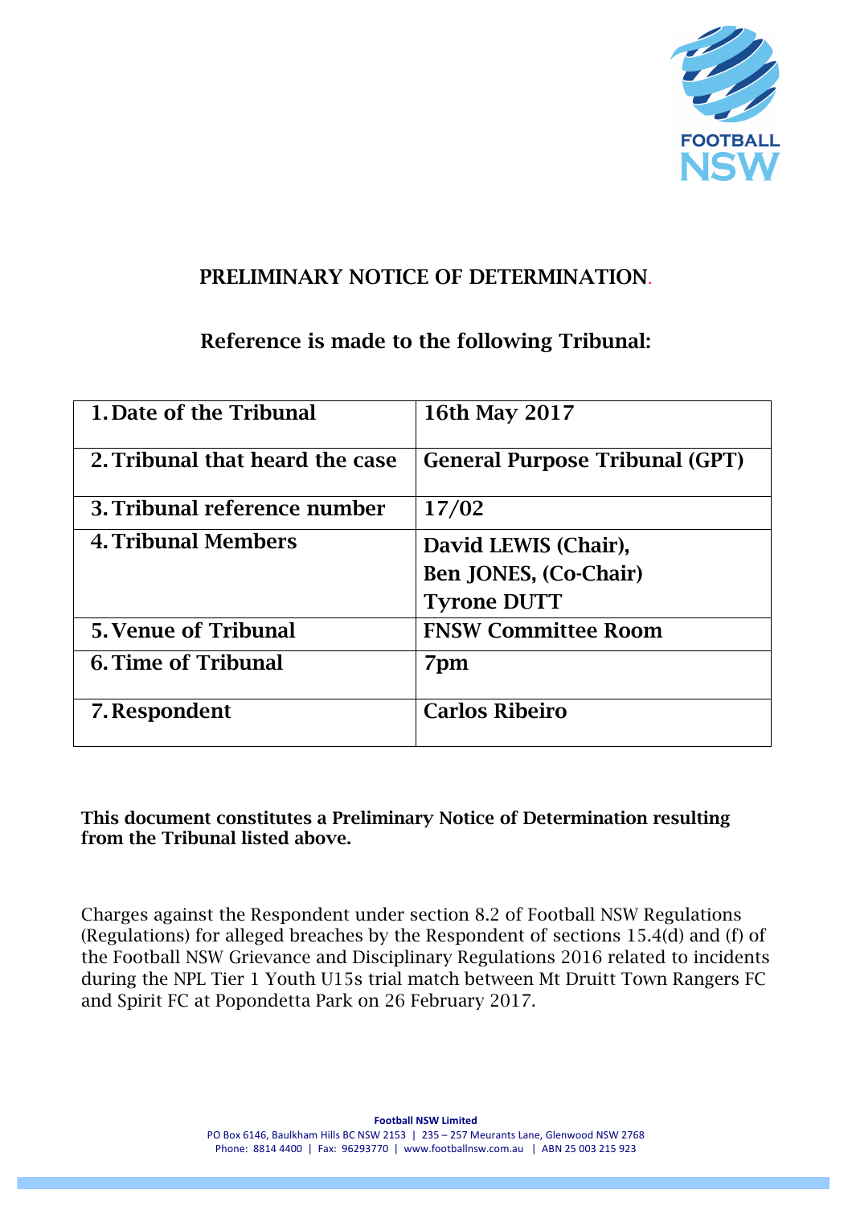# PRELIMINARY NOTICE OF DETERMINATION.

## Reference is made to the following Tribunal:

| | |
|---|---|
| 1. Date of the Tribunal | 16th May 2017 |
| 2. Tribunal that heard the case | General Purpose Tribunal (GPT) |
| 3. Tribunal reference number | 17/02 |
| 4. Tribunal Members | David LEWIS (Chair), Ben JONES, (Co-Chair) Tyrone DUTT |
| 5. Venue of Tribunal | FNSW Committee Room |
| 6. Time of Tribunal | 7pm |
| 7. Respondent | Carlos Ribeiro |

**This document constitutes a Preliminary Notice of Determination resulting from the Tribunal listed above.**

Charges against the Respondent under section 8.2 of Football NSW Regulations (Regulations) for alleged breaches by the Respondent of sections 15.4(d) and (f) of the Football NSW Grievance and Disciplinary Regulations 2016 related to incidents during the NPL Tier 1 Youth U15s trial match between Mt Druitt Town Rangers FC and Spirit FC at Popondetta Park on 26 February 2017.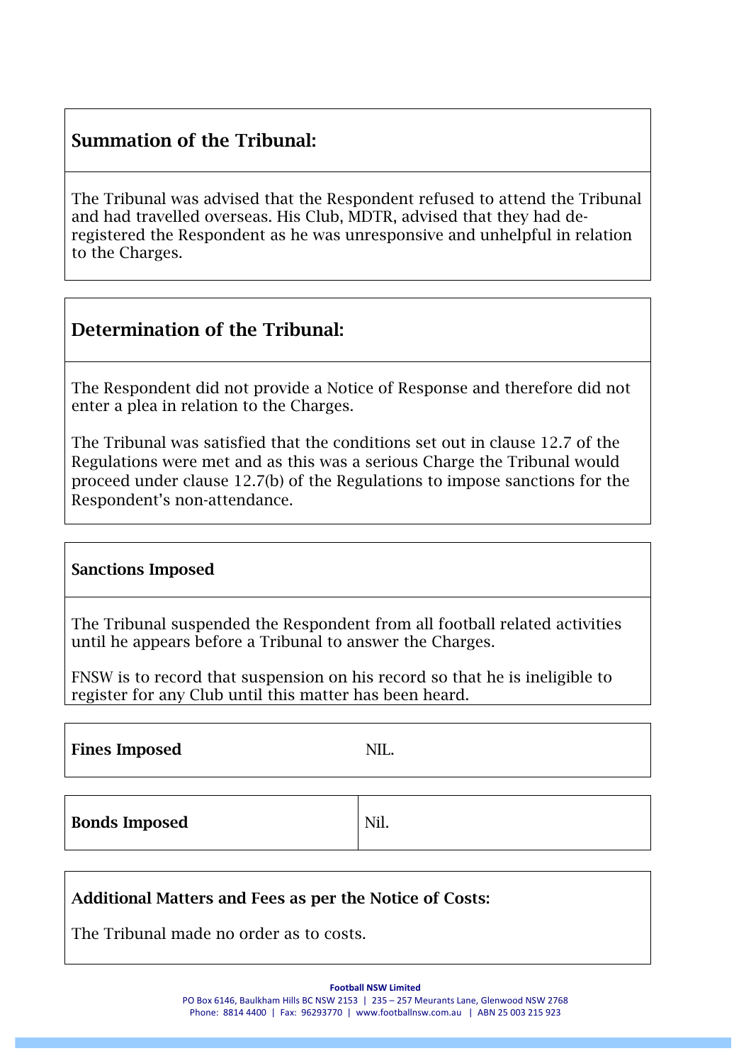## Summation of the Tribunal:

The Tribunal was advised that the Respondent refused to attend the Tribunal and had travelled overseas. His Club, MDTR, advised that they had de-registered the Respondent as he was unresponsive and unhelpful in relation to the Charges.

## Determination of the Tribunal:

The Respondent did not provide a Notice of Response and therefore did not enter a plea in relation to the Charges.

The Tribunal was satisfied that the conditions set out in clause 12.7 of the Regulations were met and as this was a serious Charge the Tribunal would proceed under clause 12.7(b) of the Regulations to impose sanctions for the Respondent's non-attendance.

### Sanctions Imposed

The Tribunal suspended the Respondent from all football related activities until he appears before a Tribunal to answer the Charges.

FNSW is to record that suspension on his record so that he is ineligible to register for any Club until this matter has been heard.

| **Fines Imposed** | NIL. |
|---|---|

| **Bonds Imposed** | Nil. |
|---|---|

### Additional Matters and Fees as per the Notice of Costs:

The Tribunal made no order as to costs.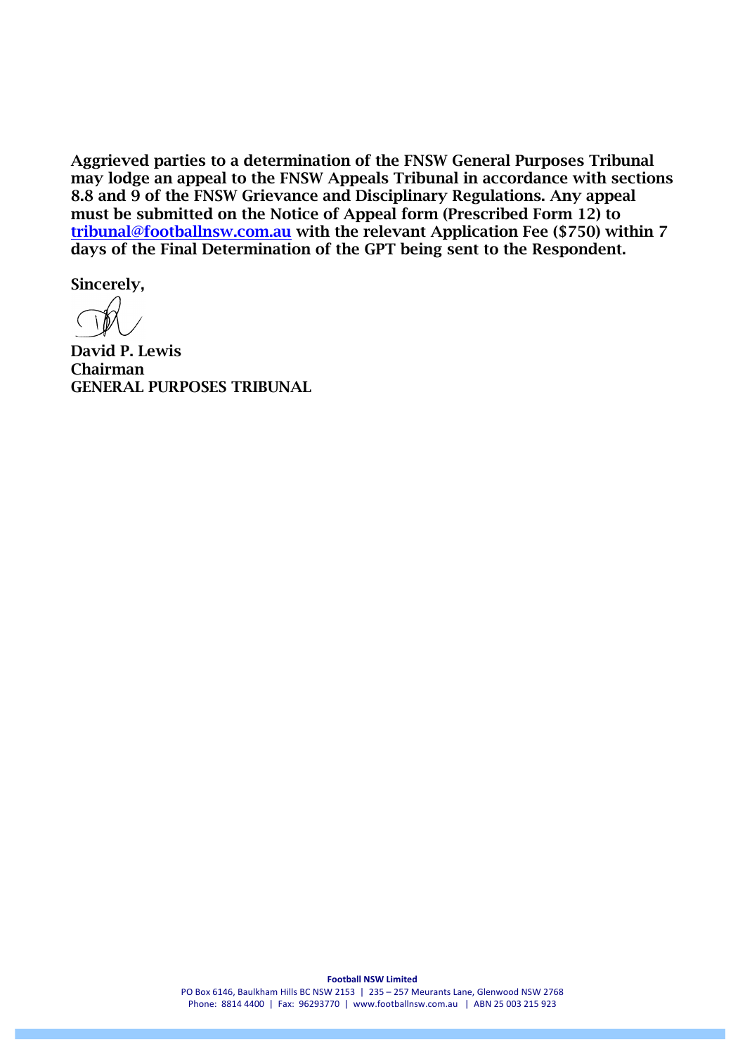**Aggrieved parties to a determination of the FNSW General Purposes Tribunal may lodge an appeal to the FNSW Appeals Tribunal in accordance with sections 8.8 and 9 of the FNSW Grievance and Disciplinary Regulations. Any appeal must be submitted on the Notice of Appeal form (Prescribed Form 12) to [tribunal@footballnsw.com.au](mailto:tribunal@footballnsw.com.au) with the relevant Application Fee ($750) within 7 days of the Final Determination of the GPT being sent to the Respondent.**

Sincerely,

David P. Lewis
Chairman
GENERAL PURPOSES TRIBUNAL